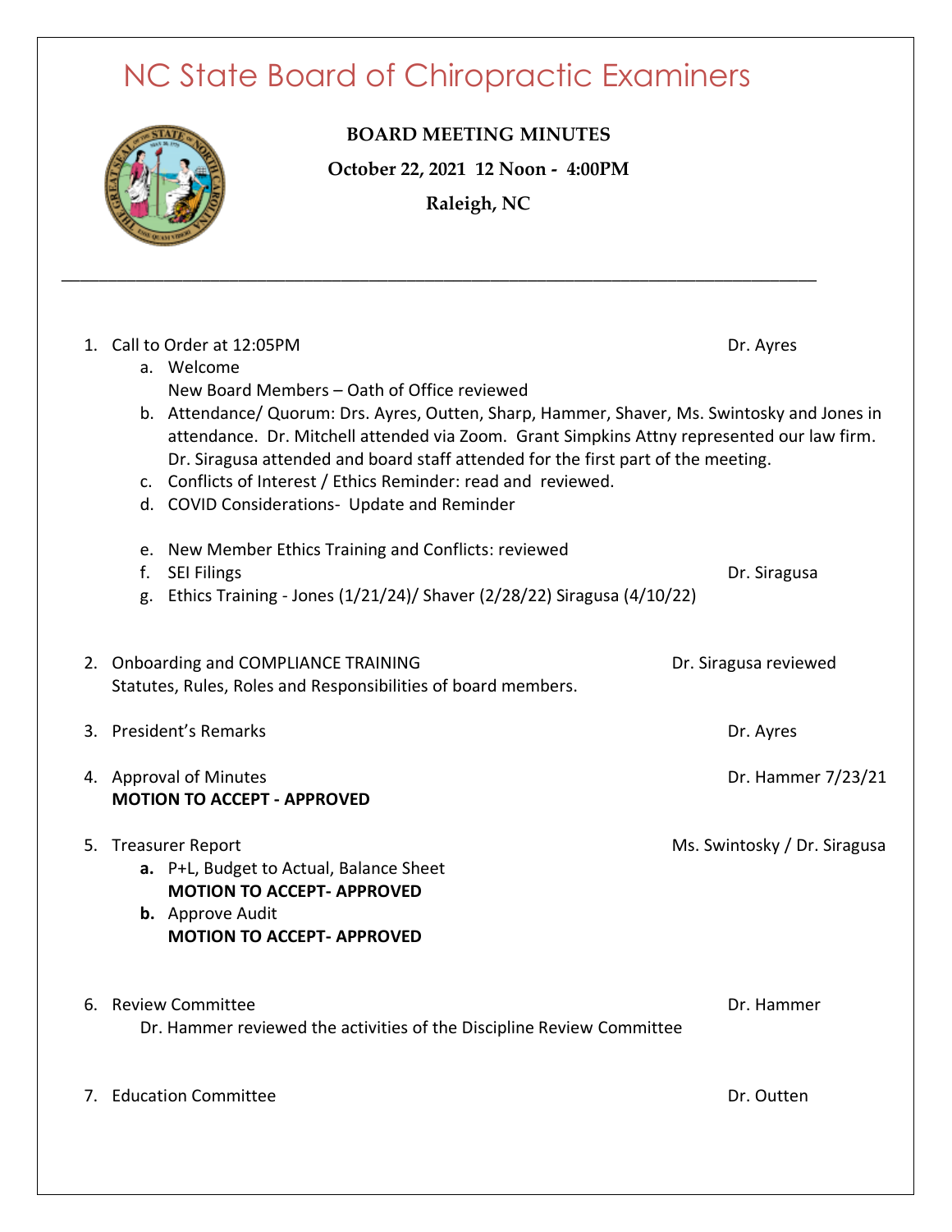# NC State Board of Chiropractic Examiners

**BOARD MEETING MINUTES**

**October 22, 2021 12 Noon - 4:00PM**

**Raleigh, NC**

---

1. Call to Order at 12:05PM — Dr. Ayres
   a. Welcome
      New Board Members – Oath of Office reviewed
   b. Attendance/ Quorum: Drs. Ayres, Outten, Sharp, Hammer, Shaver, Ms. Swintosky and Jones in attendance. Dr. Mitchell attended via Zoom. Grant Simpkins Attny represented our law firm. Dr. Siragusa attended and board staff attended for the first part of the meeting.
   c. Conflicts of Interest / Ethics Reminder: read and reviewed.
   d. COVID Considerations- Update and Reminder
   e. New Member Ethics Training and Conflicts: reviewed
   f. SEI Filings — Dr. Siragusa
   g. Ethics Training - Jones (1/21/24)/ Shaver (2/28/22) Siragusa (4/10/22)

2. Onboarding and COMPLIANCE TRAINING — Dr. Siragusa reviewed
   Statutes, Rules, Roles and Responsibilities of board members.

3. President's Remarks — Dr. Ayres

4. Approval of Minutes — Dr. Hammer 7/23/21
   **MOTION TO ACCEPT - APPROVED**

5. Treasurer Report — Ms. Swintosky / Dr. Siragusa
   **a.** P+L, Budget to Actual, Balance Sheet
      **MOTION TO ACCEPT- APPROVED**
   **b.** Approve Audit
      **MOTION TO ACCEPT- APPROVED**

6. Review Committee — Dr. Hammer
   Dr. Hammer reviewed the activities of the Discipline Review Committee

7. Education Committee — Dr. Outten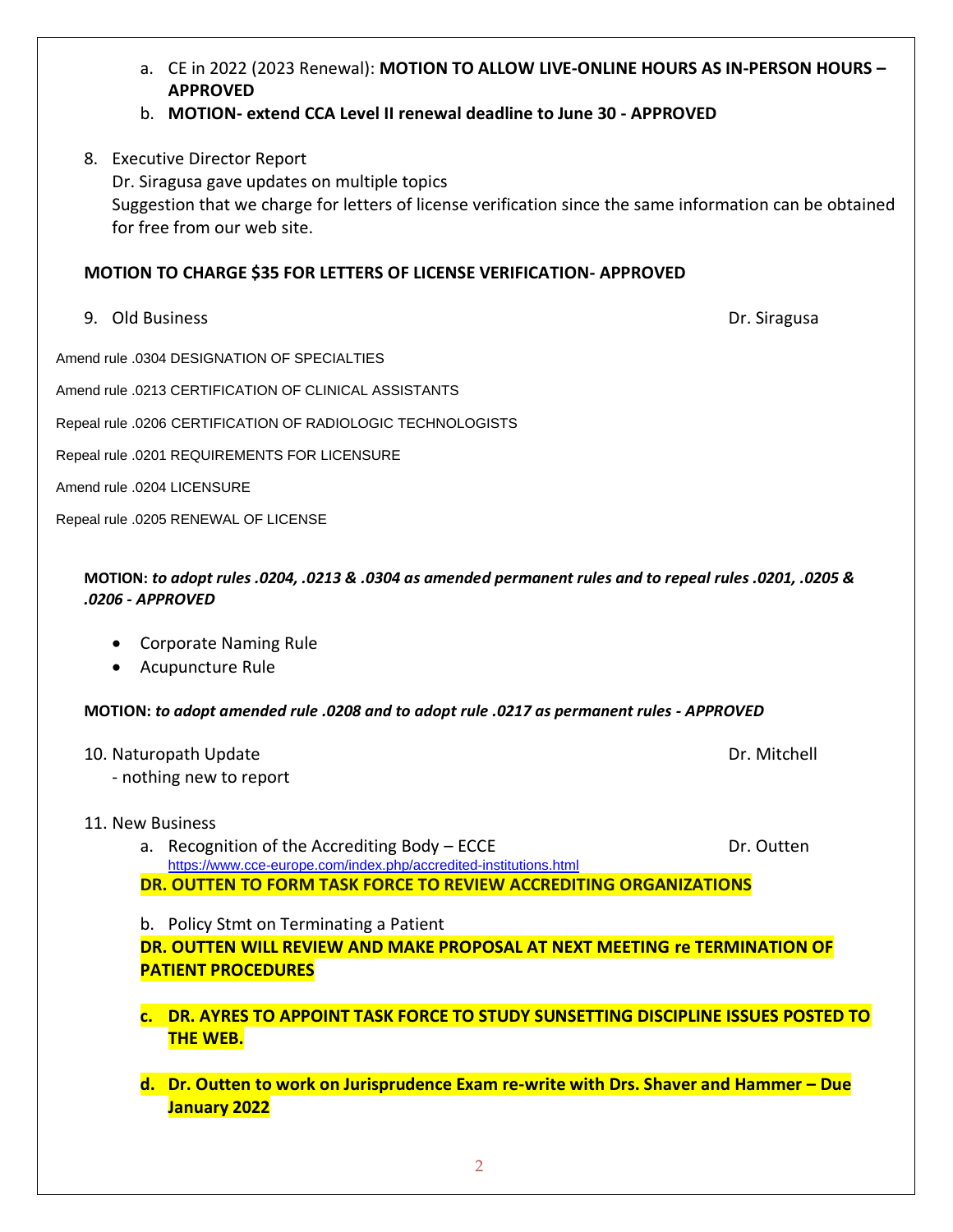a. CE in 2022 (2023 Renewal): **MOTION TO ALLOW LIVE-ONLINE HOURS AS IN-PERSON HOURS – APPROVED**
b. **MOTION- extend CCA Level II renewal deadline to June 30 - APPROVED**

8. Executive Director Report
   Dr. Siragusa gave updates on multiple topics
   Suggestion that we charge for letters of license verification since the same information can be obtained for free from our web site.

**MOTION TO CHARGE $35 FOR LETTERS OF LICENSE VERIFICATION- APPROVED**

9. Old Business — Dr. Siragusa

Amend rule .0304 DESIGNATION OF SPECIALTIES

Amend rule .0213 CERTIFICATION OF CLINICAL ASSISTANTS

Repeal rule .0206 CERTIFICATION OF RADIOLOGIC TECHNOLOGISTS

Repeal rule .0201 REQUIREMENTS FOR LICENSURE

Amend rule .0204 LICENSURE

Repeal rule .0205 RENEWAL OF LICENSE

**MOTION:** ***to adopt rules .0204, .0213 & .0304 as amended permanent rules and to repeal rules .0201, .0205 & .0206 - APPROVED***

- Corporate Naming Rule
- Acupuncture Rule

**MOTION:** ***to adopt amended rule .0208 and to adopt rule .0217 as permanent rules - APPROVED***

10. Naturopath Update — Dr. Mitchell
    - nothing new to report

11. New Business
    a. Recognition of the Accrediting Body – ECCE — Dr. Outten
       https://www.cce-europe.com/index.php/accredited-institutions.html
    **DR. OUTTEN TO FORM TASK FORCE TO REVIEW ACCREDITING ORGANIZATIONS**

    b. Policy Stmt on Terminating a Patient
    **DR. OUTTEN WILL REVIEW AND MAKE PROPOSAL AT NEXT MEETING re TERMINATION OF PATIENT PROCEDURES**

    **c. DR. AYRES TO APPOINT TASK FORCE TO STUDY SUNSETTING DISCIPLINE ISSUES POSTED TO THE WEB.**

    **d. Dr. Outten to work on Jurisprudence Exam re-write with Drs. Shaver and Hammer – Due January 2022**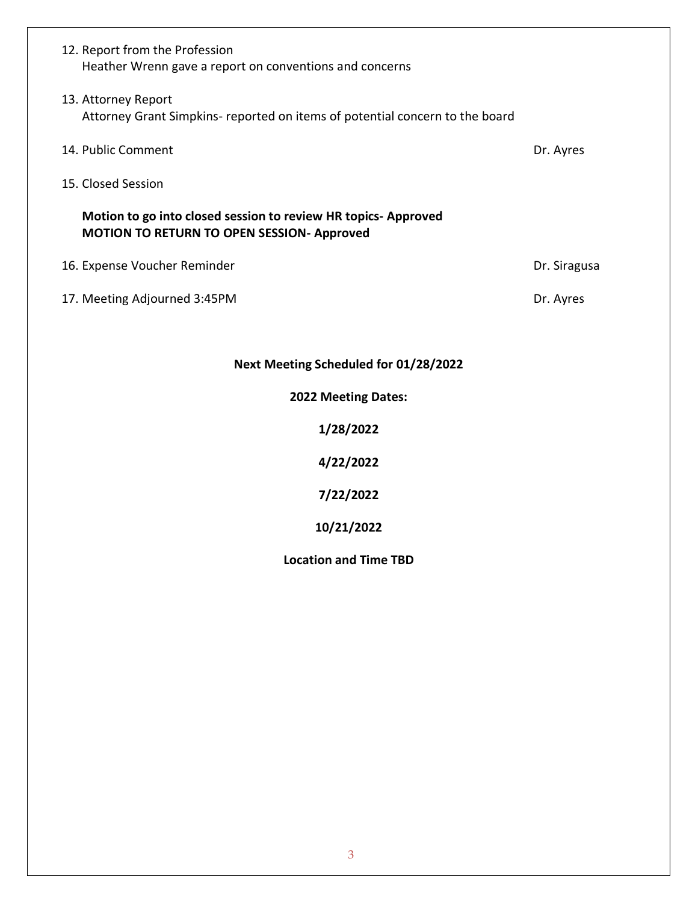12. Report from the Profession
    Heather Wrenn gave a report on conventions and concerns

13. Attorney Report
    Attorney Grant Simpkins- reported on items of potential concern to the board

14. Public Comment — Dr. Ayres

15. Closed Session

    **Motion to go into closed session to review HR topics- Approved**
    **MOTION TO RETURN TO OPEN SESSION- Approved**

16. Expense Voucher Reminder — Dr. Siragusa

17. Meeting Adjourned 3:45PM — Dr. Ayres

**Next Meeting Scheduled for 01/28/2022**

**2022 Meeting Dates:**

**1/28/2022**

**4/22/2022**

**7/22/2022**

**10/21/2022**

**Location and Time TBD**